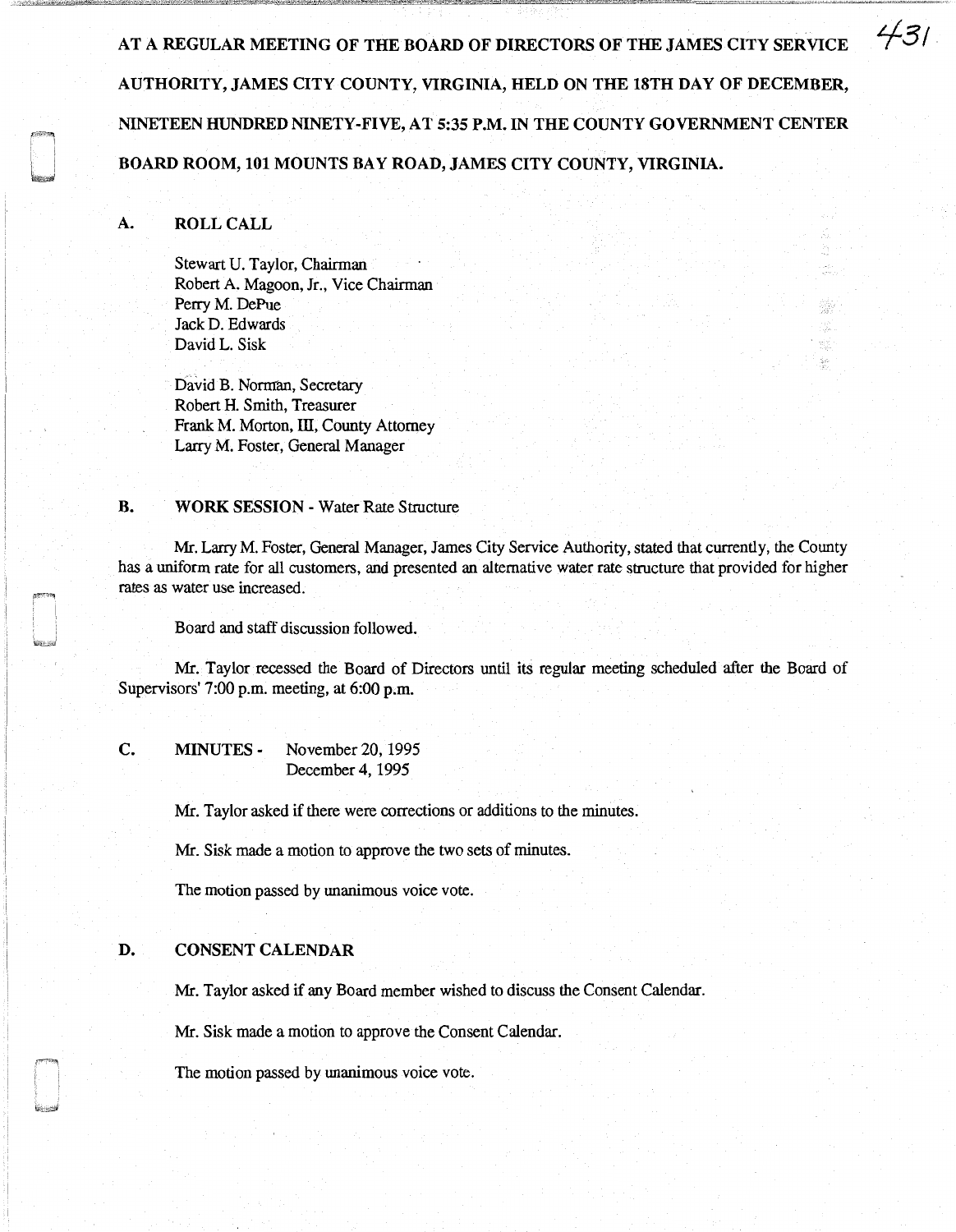**AT A REGULAR MEETING OF THE BOARD OF DIRECTORS OF THE JAMES CITY SERVICE AUTHORITY, JAMES CITY COUNTY, VIRGINIA, HELD ON THE 18TH DAY OF DECEMBER, NINETEEN HUNDRED NINETY-FIVE, AT 5:35 P.M. IN THE COUNTY GOVERNMENT CENTER BOARD ROOM, 101 MOUNTS BAY ROAD, JAMES CITY COUNTY, VIRGINIA.**

## A. ROLL CALL

Stewart U. Taylor, Chairman
Robert A. Magoon, Jr., Vice Chairman
Perry M. DePue
Jack D. Edwards
David L. Sisk

David B. Norman, Secretary
Robert H. Smith, Treasurer
Frank M. Morton, III, County Attorney
Larry M. Foster, General Manager

## B. WORK SESSION - Water Rate Structure

Mr. Larry M. Foster, General Manager, James City Service Authority, stated that currently, the County has a uniform rate for all customers, and presented an alternative water rate structure that provided for higher rates as water use increased.

Board and staff discussion followed.

Mr. Taylor recessed the Board of Directors until its regular meeting scheduled after the Board of Supervisors' 7:00 p.m. meeting, at 6:00 p.m.

## C. MINUTES - November 20, 1995
December 4, 1995

Mr. Taylor asked if there were corrections or additions to the minutes.

Mr. Sisk made a motion to approve the two sets of minutes.

The motion passed by unanimous voice vote.

## D. CONSENT CALENDAR

Mr. Taylor asked if any Board member wished to discuss the Consent Calendar.

Mr. Sisk made a motion to approve the Consent Calendar.

The motion passed by unanimous voice vote.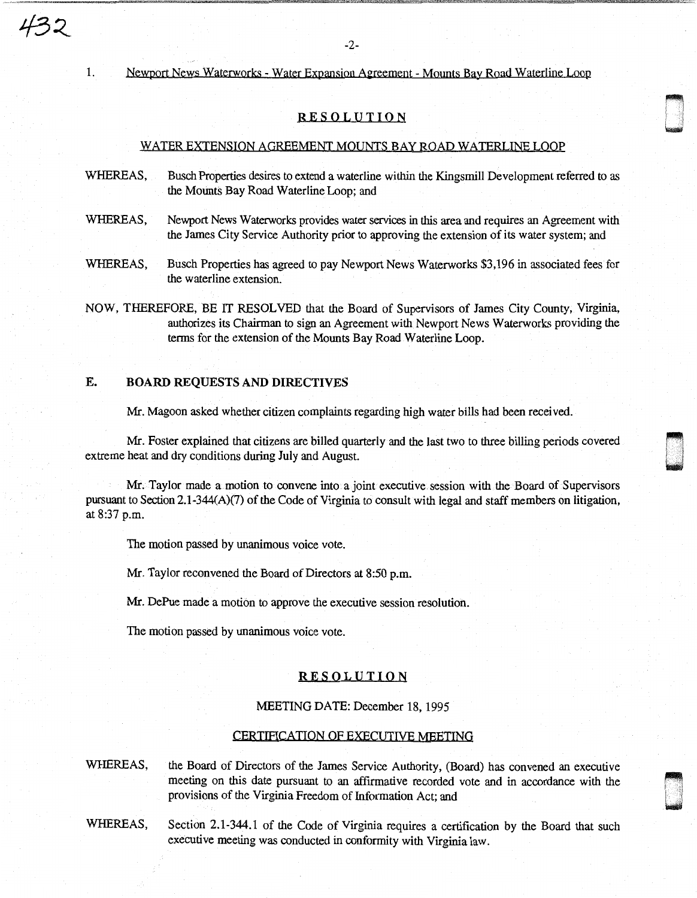1. Newport News Waterworks - Water Expansion Agreement - Mounts Bay Road Waterline Loop

## RESOLUTION

### WATER EXTENSION AGREEMENT MOUNTS BAY ROAD WATERLINE LOOP

WHEREAS, Busch Properties desires to extend a waterline within the Kingsmill Development referred to as the Mounts Bay Road Waterline Loop; and

WHEREAS, Newport News Waterworks provides water services in this area and requires an Agreement with the James City Service Authority prior to approving the extension of its water system; and

WHEREAS, Busch Properties has agreed to pay Newport News Waterworks $3,196 in associated fees for the waterline extension.

NOW, THEREFORE, BE IT RESOLVED that the Board of Supervisors of James City County, Virginia, authorizes its Chairman to sign an Agreement with Newport News Waterworks providing the terms for the extension of the Mounts Bay Road Waterline Loop.

## E. BOARD REQUESTS AND DIRECTIVES

Mr. Magoon asked whether citizen complaints regarding high water bills had been received.

Mr. Foster explained that citizens are billed quarterly and the last two to three billing periods covered extreme heat and dry conditions during July and August.

Mr. Taylor made a motion to convene into a joint executive session with the Board of Supervisors pursuant to Section 2.1-344(A)(7) of the Code of Virginia to consult with legal and staff members on litigation, at 8:37 p.m.

The motion passed by unanimous voice vote.

Mr. Taylor reconvened the Board of Directors at 8:50 p.m.

Mr. DePue made a motion to approve the executive session resolution.

The motion passed by unanimous voice vote.

## RESOLUTION

MEETING DATE: December 18, 1995

### CERTIFICATION OF EXECUTIVE MEETING

WHEREAS, the Board of Directors of the James Service Authority, (Board) has convened an executive meeting on this date pursuant to an affirmative recorded vote and in accordance with the provisions of the Virginia Freedom of Information Act; and

WHEREAS, Section 2.1-344.1 of the Code of Virginia requires a certification by the Board that such executive meeting was conducted in conformity with Virginia law.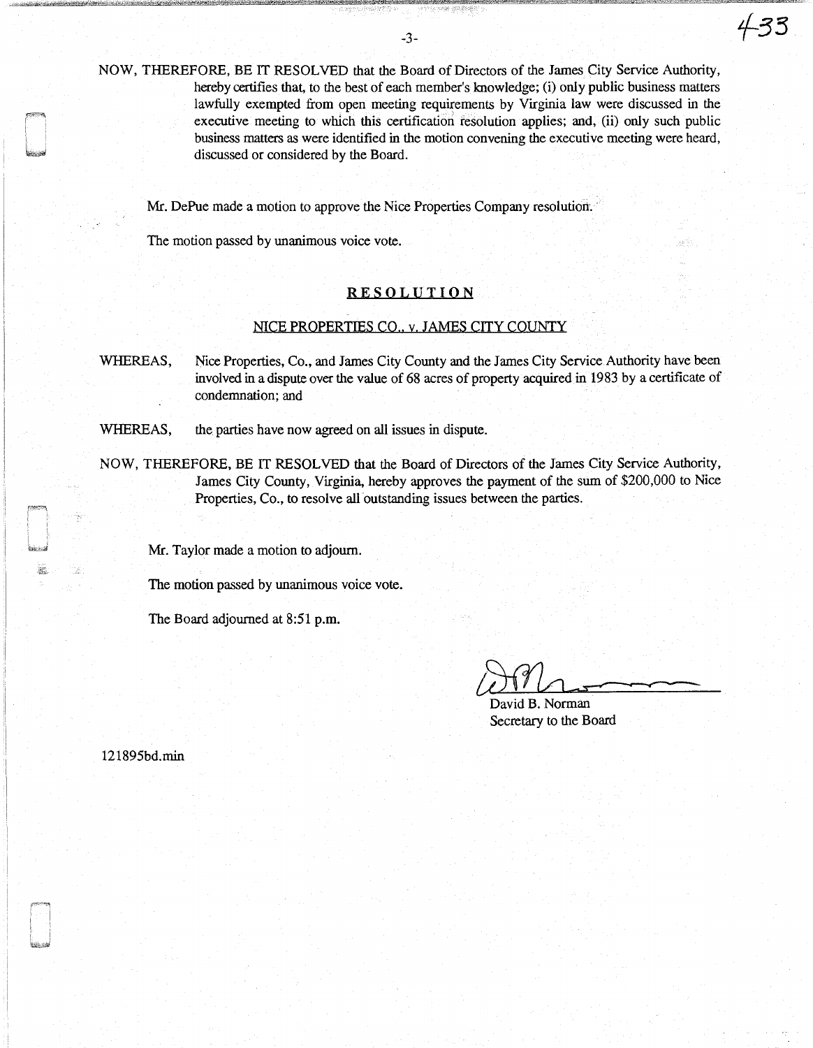NOW, THEREFORE, BE IT RESOLVED that the Board of Directors of the James City Service Authority, hereby certifies that, to the best of each member's knowledge; (i) only public business matters lawfully exempted from open meeting requirements by Virginia law were discussed in the executive meeting to which this certification resolution applies; and, (ii) only such public business matters as were identified in the motion convening the executive meeting were heard, discussed or considered by the Board.

Mr. DePue made a motion to approve the Nice Properties Company resolution.

The motion passed by unanimous voice vote.

## RESOLUTION

### NICE PROPERTIES CO., v. JAMES CITY COUNTY

WHEREAS, Nice Properties, Co., and James City County and the James City Service Authority have been involved in a dispute over the value of 68 acres of property acquired in 1983 by a certificate of condemnation; and

WHEREAS, the parties have now agreed on all issues in dispute.

NOW, THEREFORE, BE IT RESOLVED that the Board of Directors of the James City Service Authority, James City County, Virginia, hereby approves the payment of the sum of $200,000 to Nice Properties, Co., to resolve all outstanding issues between the parties.

Mr. Taylor made a motion to adjourn.

The motion passed by unanimous voice vote.

The Board adjourned at 8:51 p.m.

David B. Norman
Secretary to the Board

121895bd.min